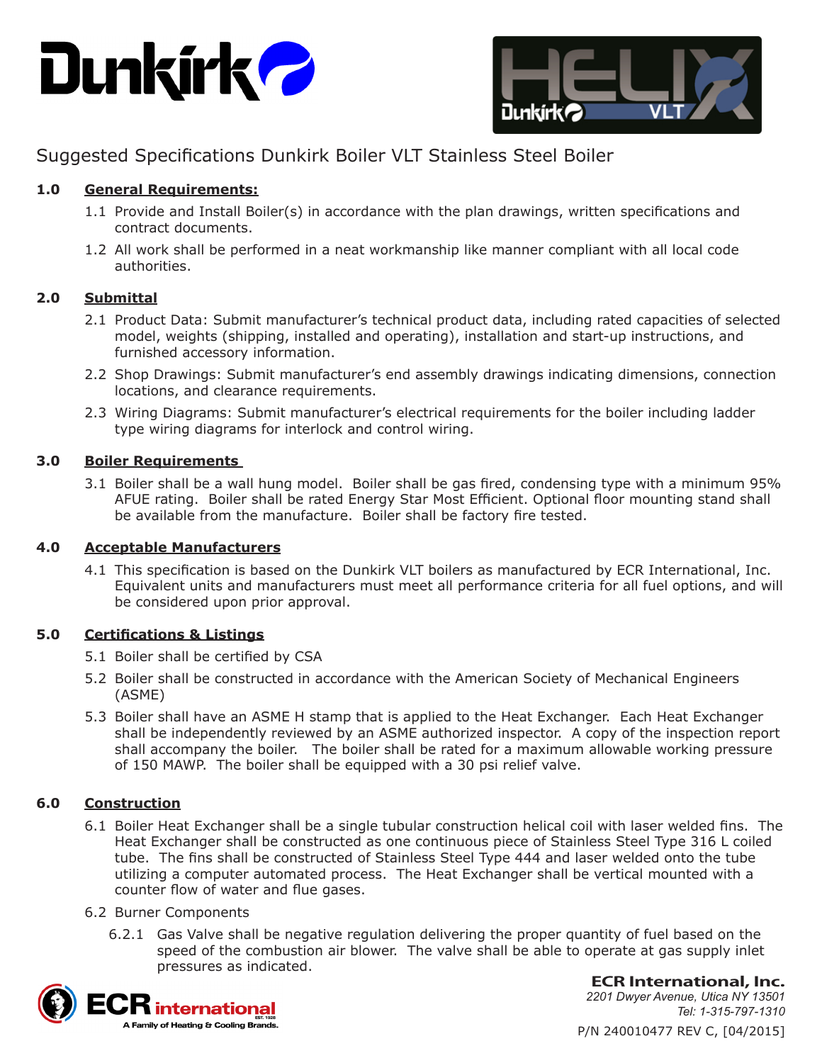# Suggested Specifications Dunkirk Boiler VLT Stainless Steel Boiler

## 1.0 General Requirements:

1.1 Provide and Install Boiler(s) in accordance with the plan drawings, written specifications and contract documents.

1.2 All work shall be performed in a neat workmanship like manner compliant with all local code authorities.

## 2.0 Submittal

2.1 Product Data: Submit manufacturer's technical product data, including rated capacities of selected model, weights (shipping, installed and operating), installation and start-up instructions, and furnished accessory information.

2.2 Shop Drawings: Submit manufacturer's end assembly drawings indicating dimensions, connection locations, and clearance requirements.

2.3 Wiring Diagrams: Submit manufacturer's electrical requirements for the boiler including ladder type wiring diagrams for interlock and control wiring.

## 3.0 Boiler Requirements

3.1 Boiler shall be a wall hung model. Boiler shall be gas fired, condensing type with a minimum 95% AFUE rating. Boiler shall be rated Energy Star Most Efficient. Optional floor mounting stand shall be available from the manufacture. Boiler shall be factory fire tested.

## 4.0 Acceptable Manufacturers

4.1 This specification is based on the Dunkirk VLT boilers as manufactured by ECR International, Inc. Equivalent units and manufacturers must meet all performance criteria for all fuel options, and will be considered upon prior approval.

## 5.0 Certifications & Listings

5.1 Boiler shall be certified by CSA

5.2 Boiler shall be constructed in accordance with the American Society of Mechanical Engineers (ASME)

5.3 Boiler shall have an ASME H stamp that is applied to the Heat Exchanger. Each Heat Exchanger shall be independently reviewed by an ASME authorized inspector. A copy of the inspection report shall accompany the boiler. The boiler shall be rated for a maximum allowable working pressure of 150 MAWP. The boiler shall be equipped with a 30 psi relief valve.

## 6.0 Construction

6.1 Boiler Heat Exchanger shall be a single tubular construction helical coil with laser welded fins. The Heat Exchanger shall be constructed as one continuous piece of Stainless Steel Type 316 L coiled tube. The fins shall be constructed of Stainless Steel Type 444 and laser welded onto the tube utilizing a computer automated process. The Heat Exchanger shall be vertical mounted with a counter flow of water and flue gases.

6.2 Burner Components

6.2.1 Gas Valve shall be negative regulation delivering the proper quantity of fuel based on the speed of the combustion air blower. The valve shall be able to operate at gas supply inlet pressures as indicated.

**ECR International, Inc.**
*2201 Dwyer Avenue, Utica NY 13501*
*Tel: 1-315-797-1310*

P/N 240010477 REV C, [04/2015]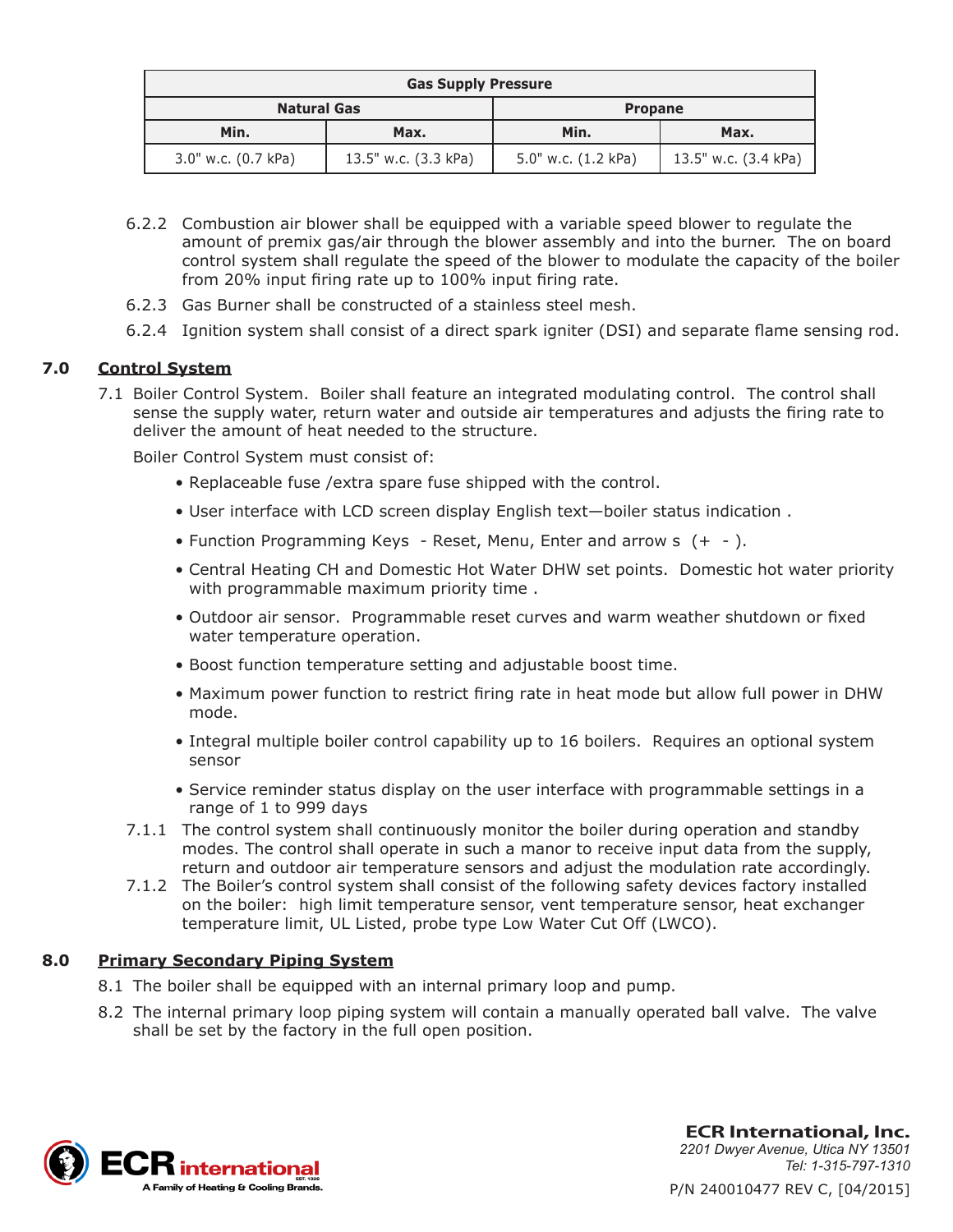| Gas Supply Pressure | | | |
|---|---|---|---|
| Natural Gas | | Propane | |
| Min. | Max. | Min. | Max. |
| 3.0" w.c. (0.7 kPa) | 13.5" w.c. (3.3 kPa) | 5.0" w.c. (1.2 kPa) | 13.5" w.c. (3.4 kPa) |

6.2.2 Combustion air blower shall be equipped with a variable speed blower to regulate the amount of premix gas/air through the blower assembly and into the burner. The on board control system shall regulate the speed of the blower to modulate the capacity of the boiler from 20% input firing rate up to 100% input firing rate.

6.2.3 Gas Burner shall be constructed of a stainless steel mesh.

6.2.4 Ignition system shall consist of a direct spark igniter (DSI) and separate flame sensing rod.

## 7.0 Control System

7.1 Boiler Control System. Boiler shall feature an integrated modulating control. The control shall sense the supply water, return water and outside air temperatures and adjusts the firing rate to deliver the amount of heat needed to the structure.

Boiler Control System must consist of:

- Replaceable fuse /extra spare fuse shipped with the control.
- User interface with LCD screen display English text—boiler status indication .
- Function Programming Keys - Reset, Menu, Enter and arrow s (+ - ).
- Central Heating CH and Domestic Hot Water DHW set points. Domestic hot water priority with programmable maximum priority time .
- Outdoor air sensor. Programmable reset curves and warm weather shutdown or fixed water temperature operation.
- Boost function temperature setting and adjustable boost time.
- Maximum power function to restrict firing rate in heat mode but allow full power in DHW mode.
- Integral multiple boiler control capability up to 16 boilers. Requires an optional system sensor
- Service reminder status display on the user interface with programmable settings in a range of 1 to 999 days

7.1.1 The control system shall continuously monitor the boiler during operation and standby modes. The control shall operate in such a manor to receive input data from the supply, return and outdoor air temperature sensors and adjust the modulation rate accordingly.

7.1.2 The Boiler's control system shall consist of the following safety devices factory installed on the boiler: high limit temperature sensor, vent temperature sensor, heat exchanger temperature limit, UL Listed, probe type Low Water Cut Off (LWCO).

## 8.0 Primary Secondary Piping System

8.1 The boiler shall be equipped with an internal primary loop and pump.

8.2 The internal primary loop piping system will contain a manually operated ball valve. The valve shall be set by the factory in the full open position.

**ECR International, Inc.**
*2201 Dwyer Avenue, Utica NY 13501*
*Tel: 1-315-797-1310*
P/N 240010477 REV C, [04/2015]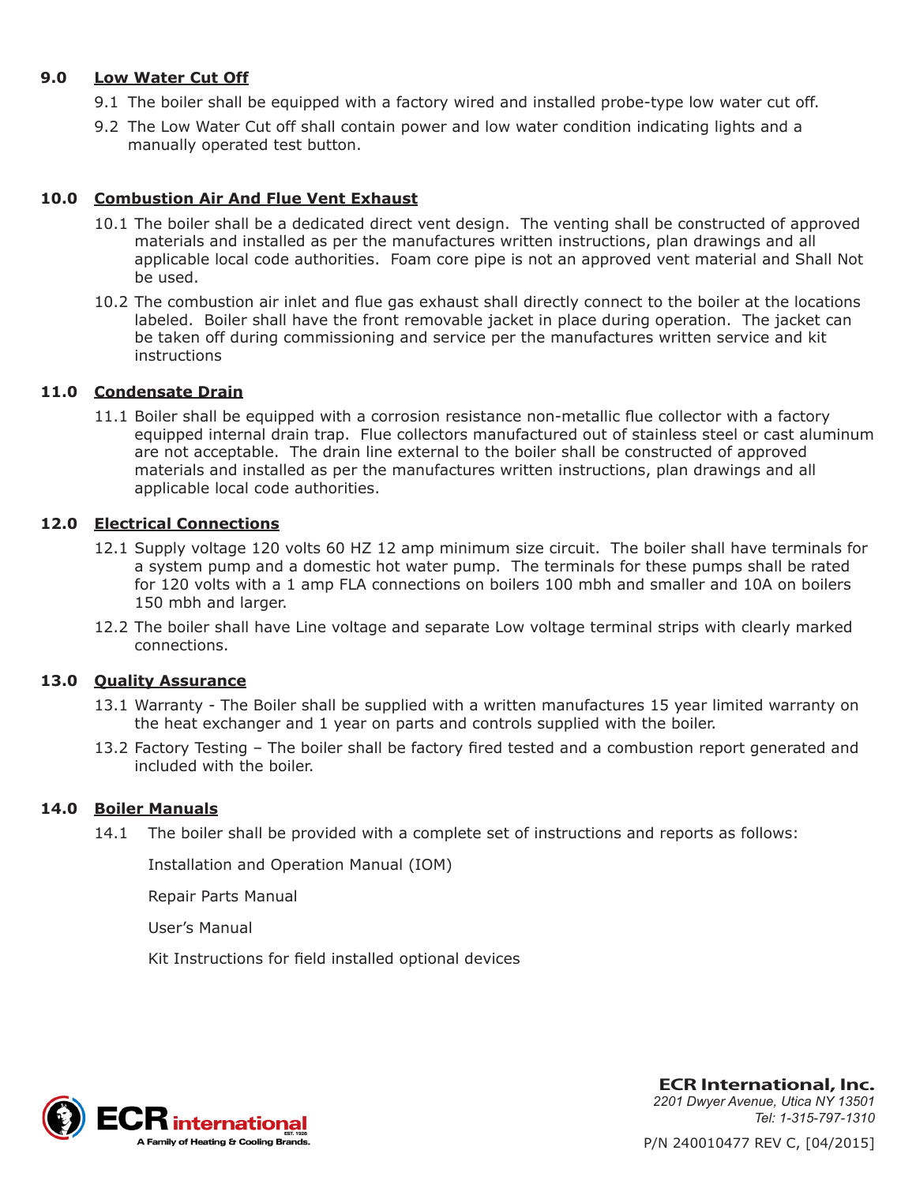## 9.0 Low Water Cut Off

9.1 The boiler shall be equipped with a factory wired and installed probe-type low water cut off.

9.2 The Low Water Cut off shall contain power and low water condition indicating lights and a manually operated test button.

## 10.0 Combustion Air And Flue Vent Exhaust

10.1 The boiler shall be a dedicated direct vent design. The venting shall be constructed of approved materials and installed as per the manufactures written instructions, plan drawings and all applicable local code authorities. Foam core pipe is not an approved vent material and Shall Not be used.

10.2 The combustion air inlet and flue gas exhaust shall directly connect to the boiler at the locations labeled. Boiler shall have the front removable jacket in place during operation. The jacket can be taken off during commissioning and service per the manufactures written service and kit instructions

## 11.0 Condensate Drain

11.1 Boiler shall be equipped with a corrosion resistance non-metallic flue collector with a factory equipped internal drain trap. Flue collectors manufactured out of stainless steel or cast aluminum are not acceptable. The drain line external to the boiler shall be constructed of approved materials and installed as per the manufactures written instructions, plan drawings and all applicable local code authorities.

## 12.0 Electrical Connections

12.1 Supply voltage 120 volts 60 HZ 12 amp minimum size circuit. The boiler shall have terminals for a system pump and a domestic hot water pump. The terminals for these pumps shall be rated for 120 volts with a 1 amp FLA connections on boilers 100 mbh and smaller and 10A on boilers 150 mbh and larger.

12.2 The boiler shall have Line voltage and separate Low voltage terminal strips with clearly marked connections.

## 13.0 Quality Assurance

13.1 Warranty - The Boiler shall be supplied with a written manufactures 15 year limited warranty on the heat exchanger and 1 year on parts and controls supplied with the boiler.

13.2 Factory Testing – The boiler shall be factory fired tested and a combustion report generated and included with the boiler.

## 14.0 Boiler Manuals

14.1 The boiler shall be provided with a complete set of instructions and reports as follows:

Installation and Operation Manual (IOM)

Repair Parts Manual

User's Manual

Kit Instructions for field installed optional devices

**ECR International, Inc.**
*2201 Dwyer Avenue, Utica NY 13501*
*Tel: 1-315-797-1310*

P/N 240010477 REV C, [04/2015]